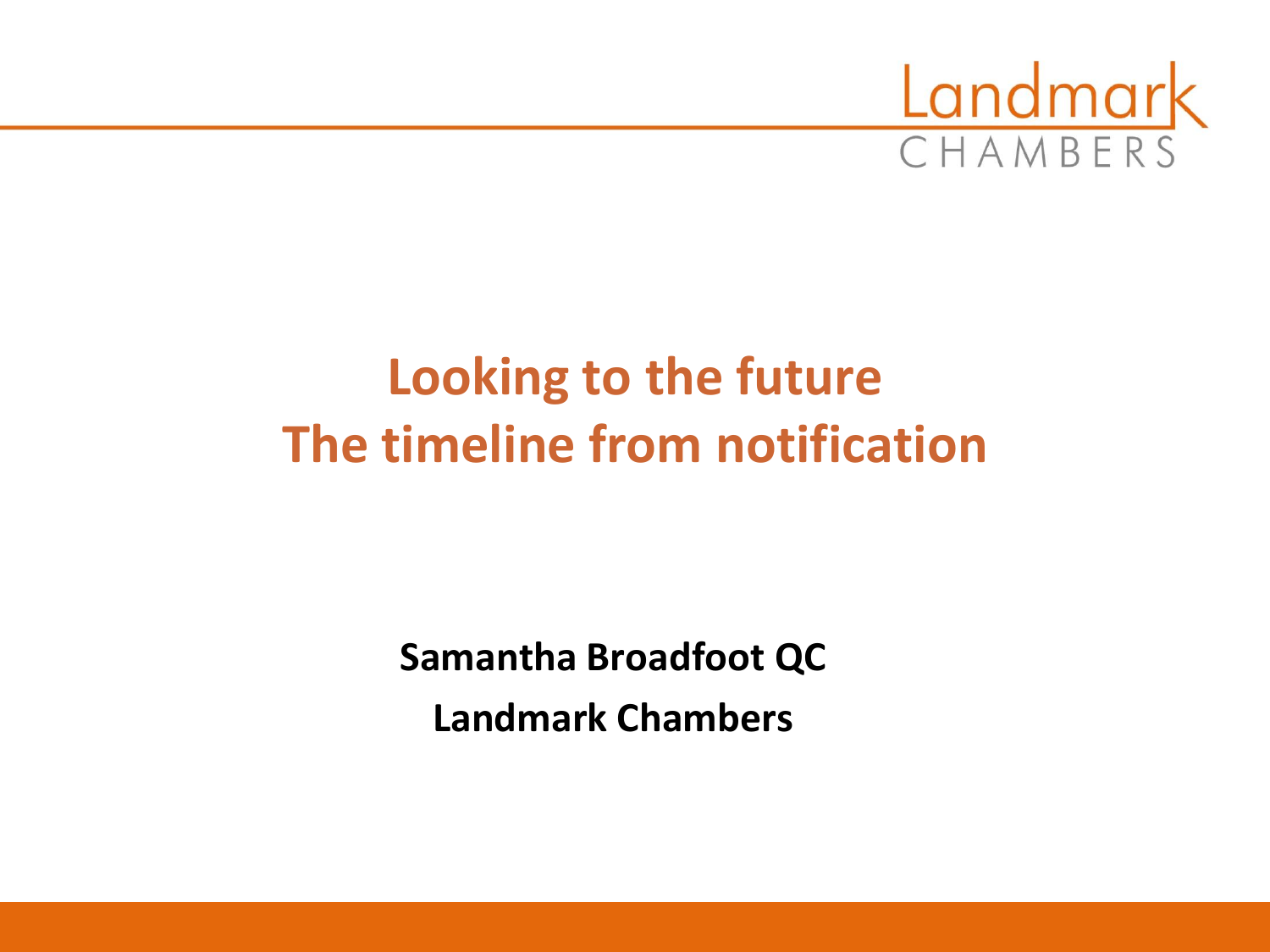Landmark CHAMBERS

# Looking to the future
# The timeline from notification

**Samantha Broadfoot QC**

**Landmark Chambers**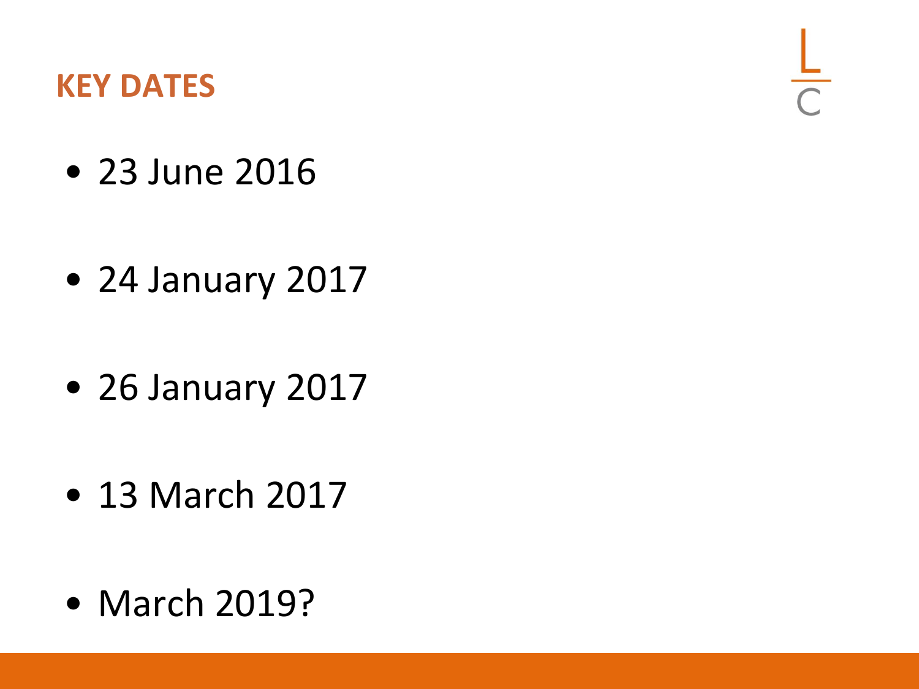## KEY DATES

- 23 June 2016
- 24 January 2017
- 26 January 2017
- 13 March 2017
- March 2019?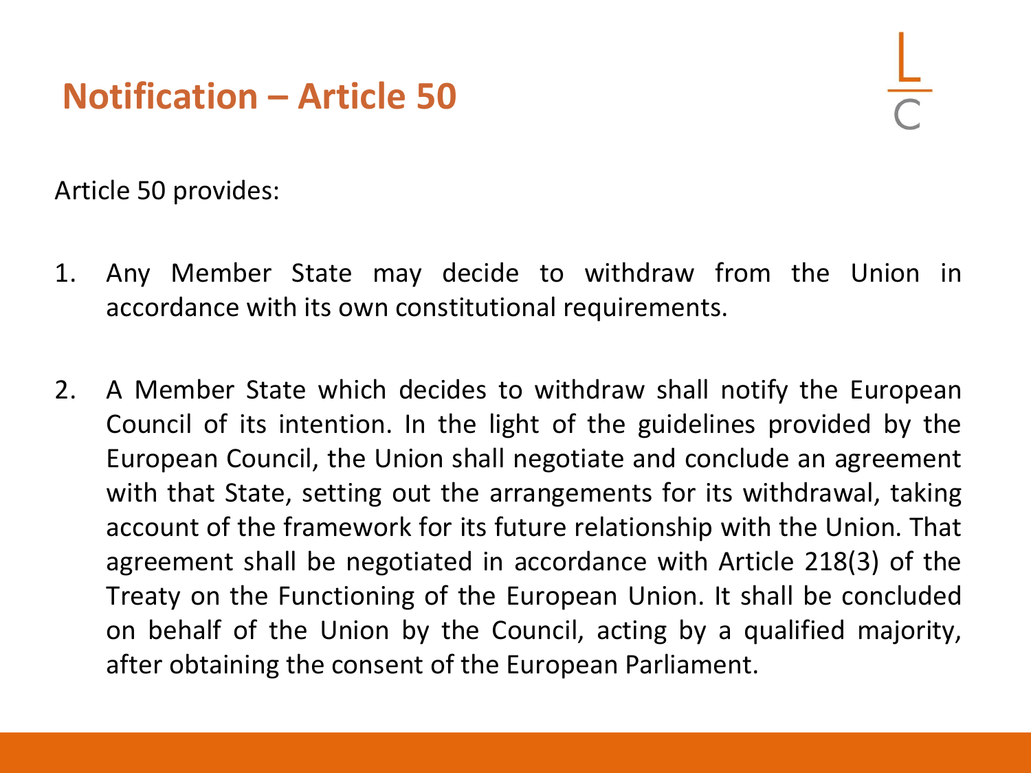## Notification – Article 50

Article 50 provides:

1. Any Member State may decide to withdraw from the Union in accordance with its own constitutional requirements.

2. A Member State which decides to withdraw shall notify the European Council of its intention. In the light of the guidelines provided by the European Council, the Union shall negotiate and conclude an agreement with that State, setting out the arrangements for its withdrawal, taking account of the framework for its future relationship with the Union. That agreement shall be negotiated in accordance with Article 218(3) of the Treaty on the Functioning of the European Union. It shall be concluded on behalf of the Union by the Council, acting by a qualified majority, after obtaining the consent of the European Parliament.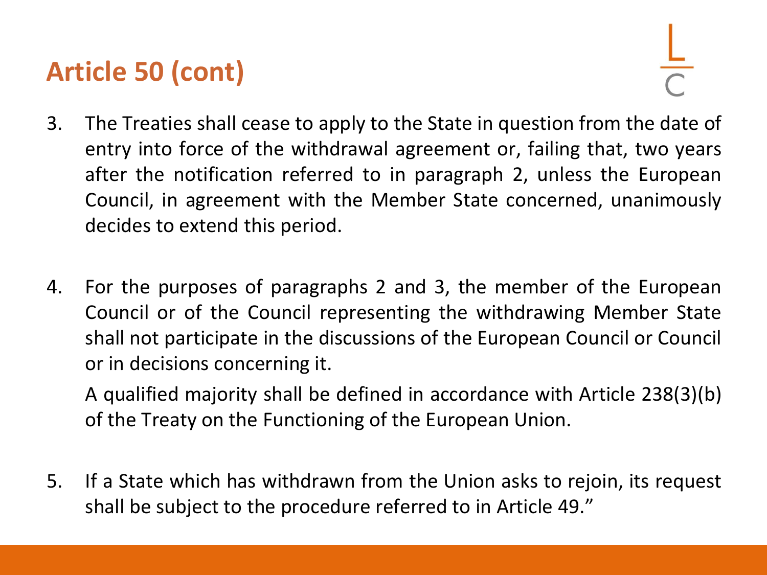## Article 50 (cont)

3. The Treaties shall cease to apply to the State in question from the date of entry into force of the withdrawal agreement or, failing that, two years after the notification referred to in paragraph 2, unless the European Council, in agreement with the Member State concerned, unanimously decides to extend this period.

4. For the purposes of paragraphs 2 and 3, the member of the European Council or of the Council representing the withdrawing Member State shall not participate in the discussions of the European Council or Council or in decisions concerning it.

   A qualified majority shall be defined in accordance with Article 238(3)(b) of the Treaty on the Functioning of the European Union.

5. If a State which has withdrawn from the Union asks to rejoin, its request shall be subject to the procedure referred to in Article 49."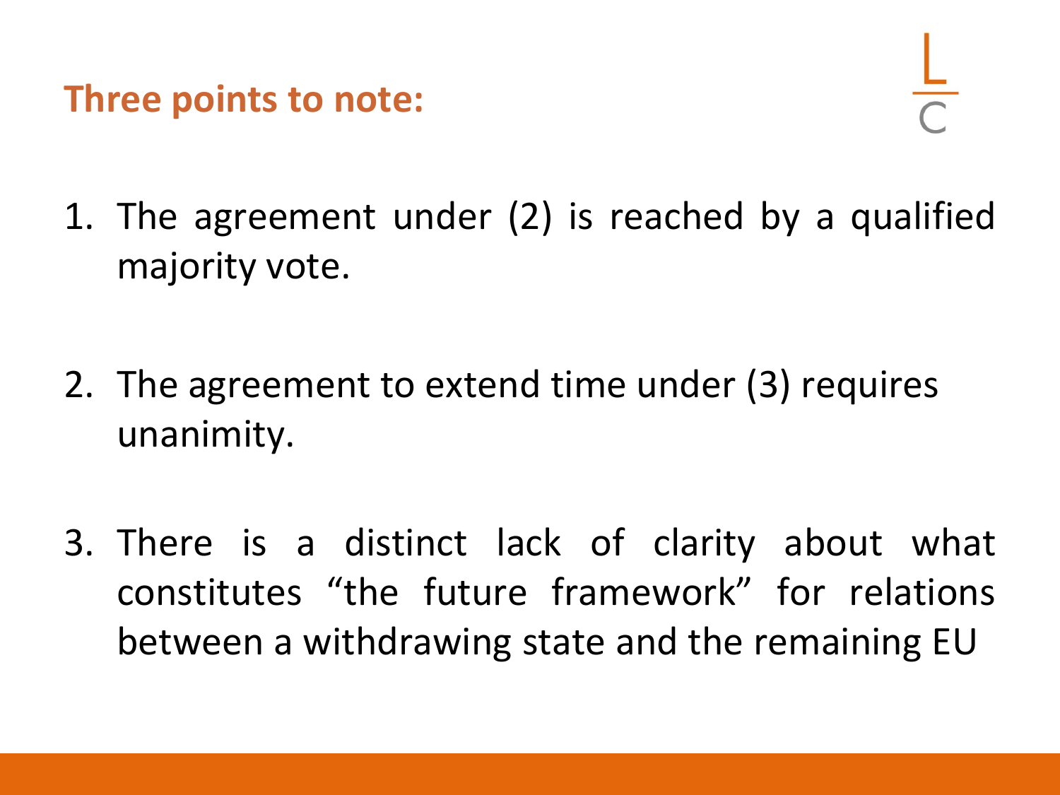## Three points to note:

1. The agreement under (2) is reached by a qualified majority vote.

2. The agreement to extend time under (3) requires unanimity.

3. There is a distinct lack of clarity about what constitutes “the future framework” for relations between a withdrawing state and the remaining EU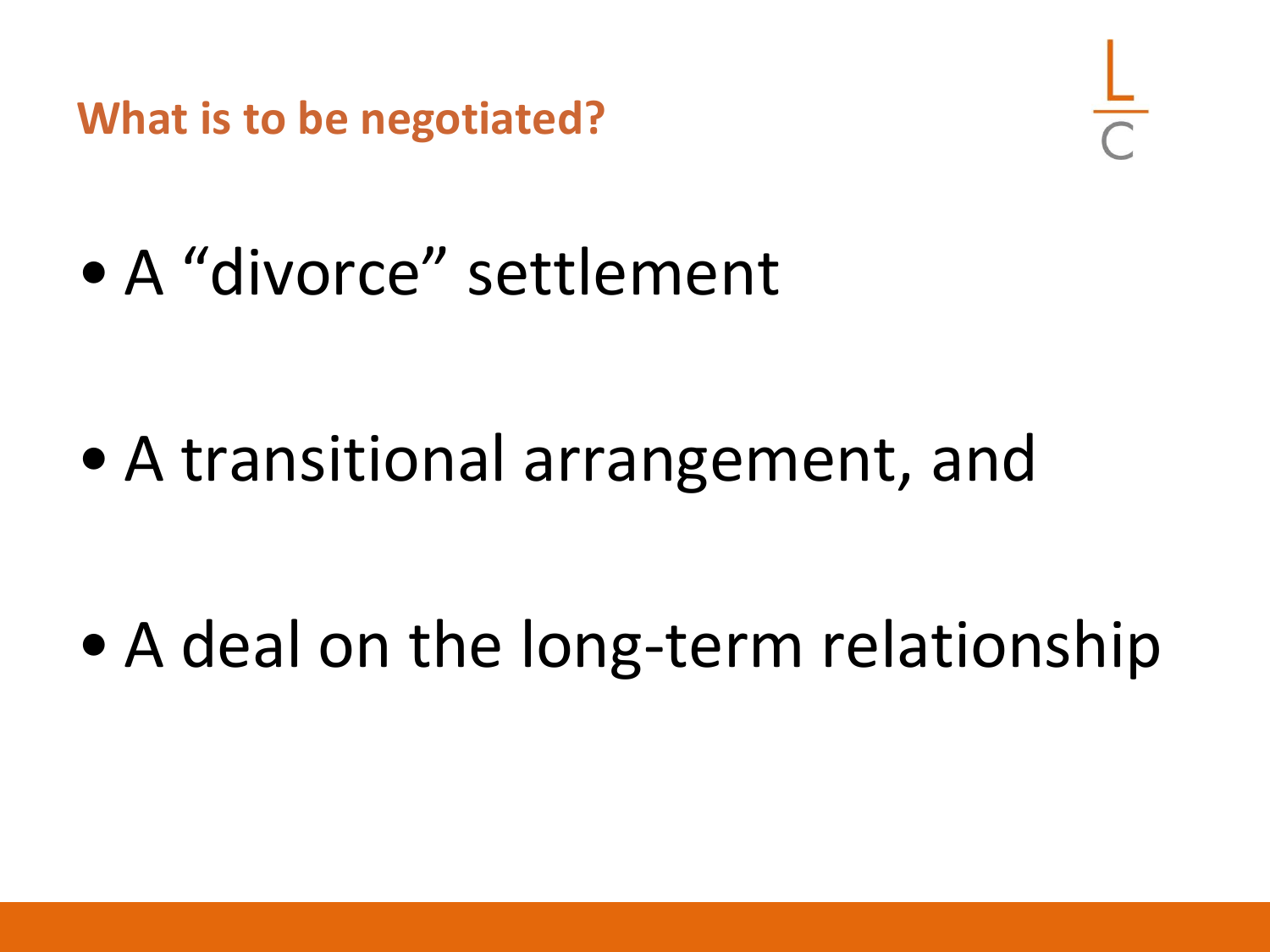## What is to be negotiated?

- A “divorce” settlement
- A transitional arrangement, and
- A deal on the long-term relationship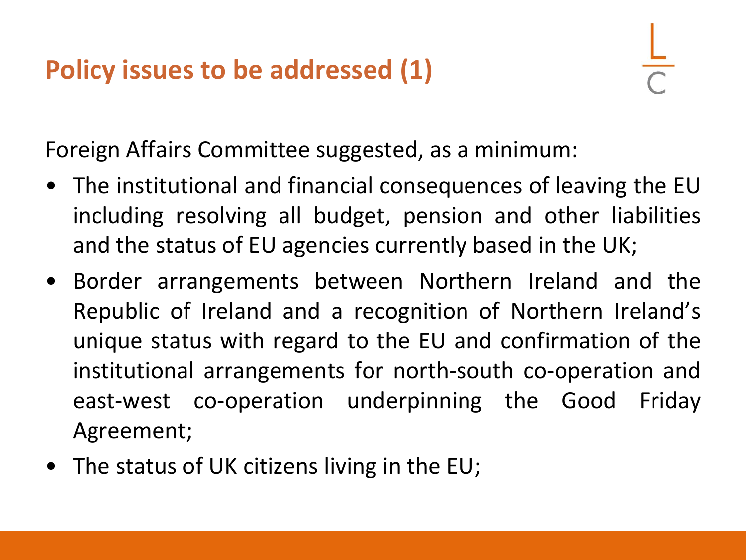# Policy issues to be addressed (1)

Foreign Affairs Committee suggested, as a minimum:

- The institutional and financial consequences of leaving the EU including resolving all budget, pension and other liabilities and the status of EU agencies currently based in the UK;
- Border arrangements between Northern Ireland and the Republic of Ireland and a recognition of Northern Ireland's unique status with regard to the EU and confirmation of the institutional arrangements for north-south co-operation and east-west co-operation underpinning the Good Friday Agreement;
- The status of UK citizens living in the EU;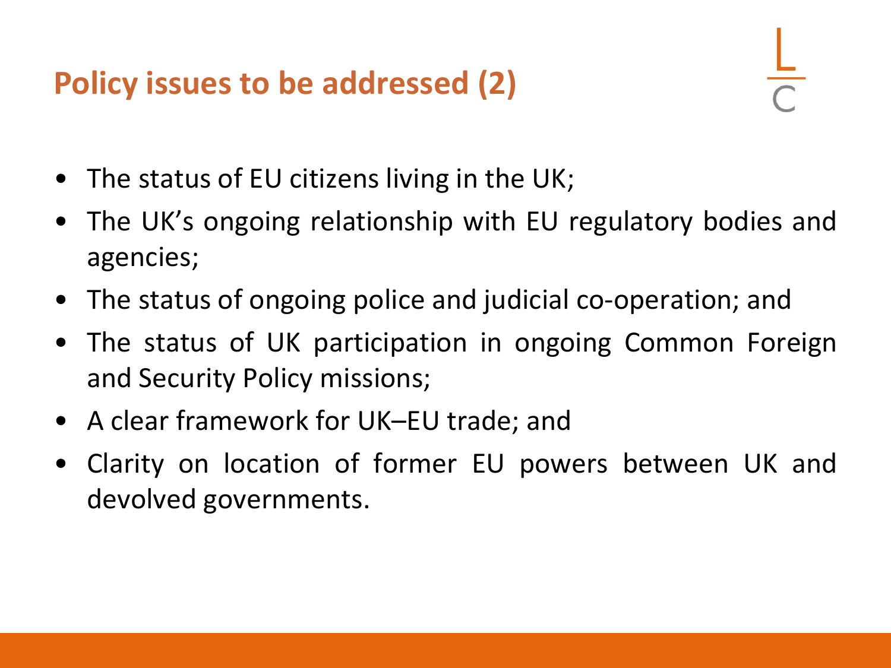## Policy issues to be addressed (2)

- The status of EU citizens living in the UK;
- The UK's ongoing relationship with EU regulatory bodies and agencies;
- The status of ongoing police and judicial co-operation; and
- The status of UK participation in ongoing Common Foreign and Security Policy missions;
- A clear framework for UK–EU trade; and
- Clarity on location of former EU powers between UK and devolved governments.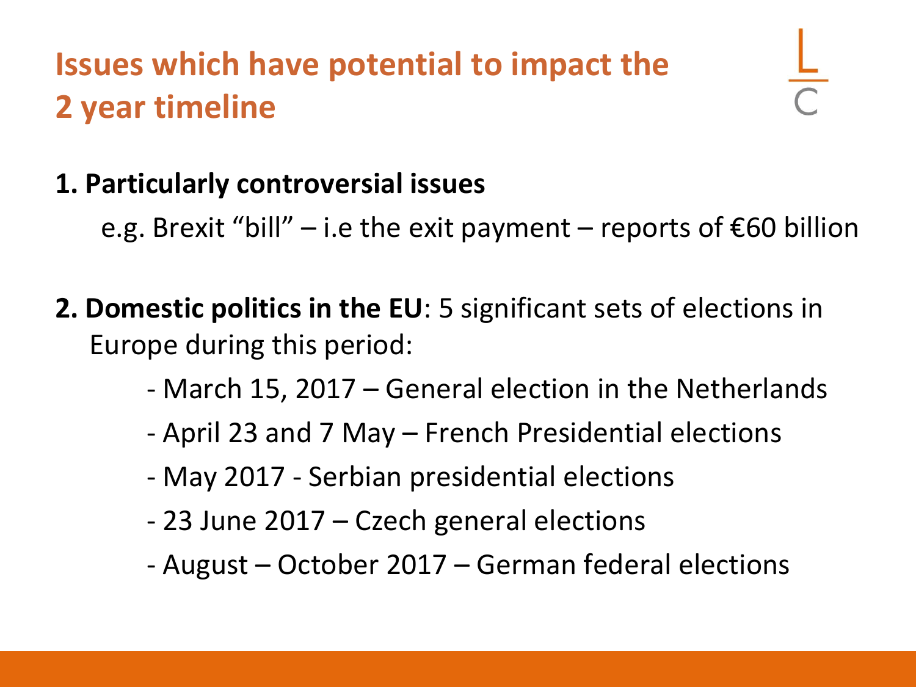# Issues which have potential to impact the 2 year timeline

**1. Particularly controversial issues**

e.g. Brexit “bill” – i.e the exit payment – reports of €60 billion

**2. Domestic politics in the EU**: 5 significant sets of elections in Europe during this period:

- March 15, 2017 – General election in the Netherlands
- April 23 and 7 May – French Presidential elections
- May 2017 - Serbian presidential elections
- 23 June 2017 – Czech general elections
- August – October 2017 – German federal elections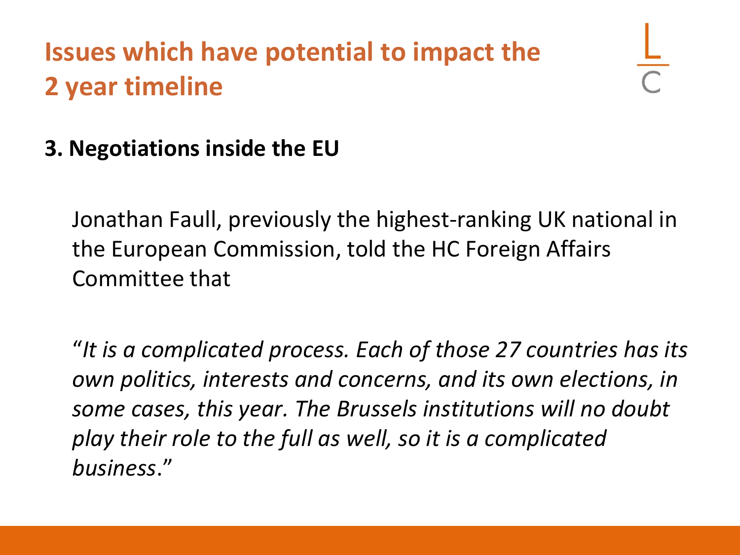# Issues which have potential to impact the 2 year timeline

**3. Negotiations inside the EU**

Jonathan Faull, previously the highest-ranking UK national in the European Commission, told the HC Foreign Affairs Committee that

"*It is a complicated process. Each of those 27 countries has its own politics, interests and concerns, and its own elections, in some cases, this year. The Brussels institutions will no doubt play their role to the full as well, so it is a complicated business*."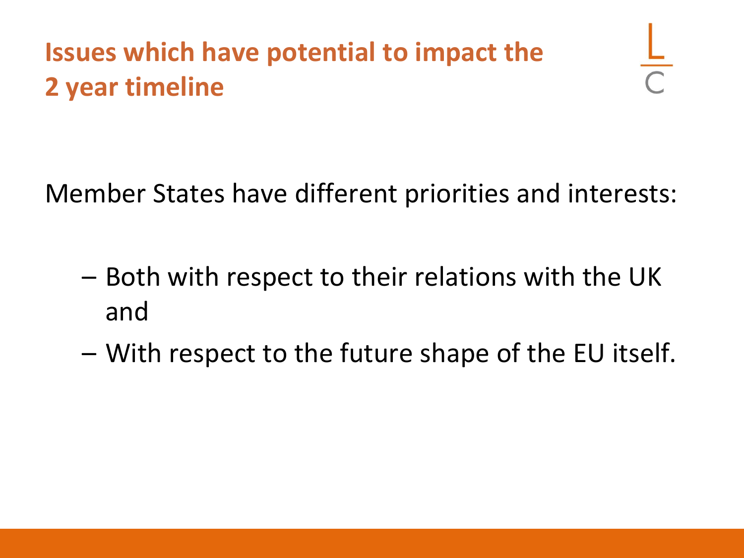# Issues which have potential to impact the 2 year timeline

Member States have different priorities and interests:

- Both with respect to their relations with the UK and
- With respect to the future shape of the EU itself.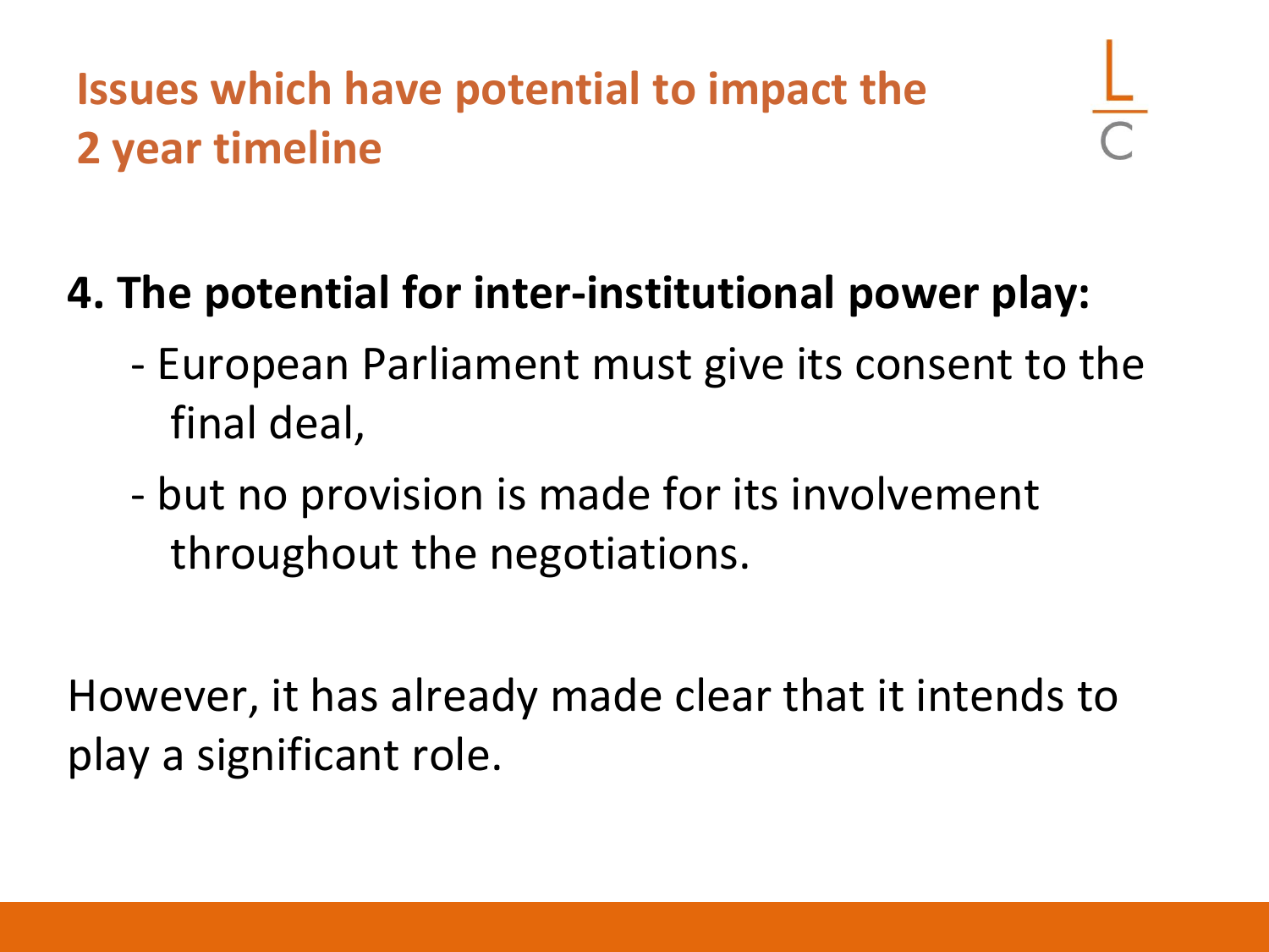# Issues which have potential to impact the 2 year timeline

**4. The potential for inter-institutional power play:**

- European Parliament must give its consent to the final deal,
- but no provision is made for its involvement throughout the negotiations.

However, it has already made clear that it intends to play a significant role.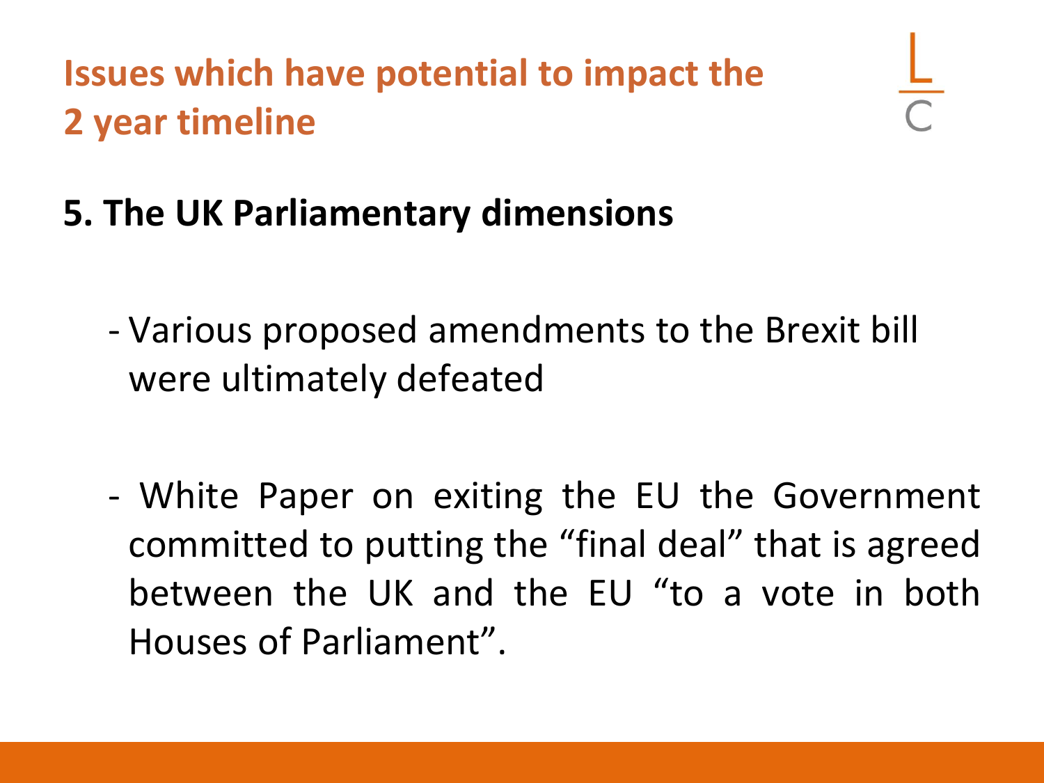# Issues which have potential to impact the 2 year timeline

## 5. The UK Parliamentary dimensions

- Various proposed amendments to the Brexit bill were ultimately defeated

- White Paper on exiting the EU the Government committed to putting the "final deal" that is agreed between the UK and the EU "to a vote in both Houses of Parliament".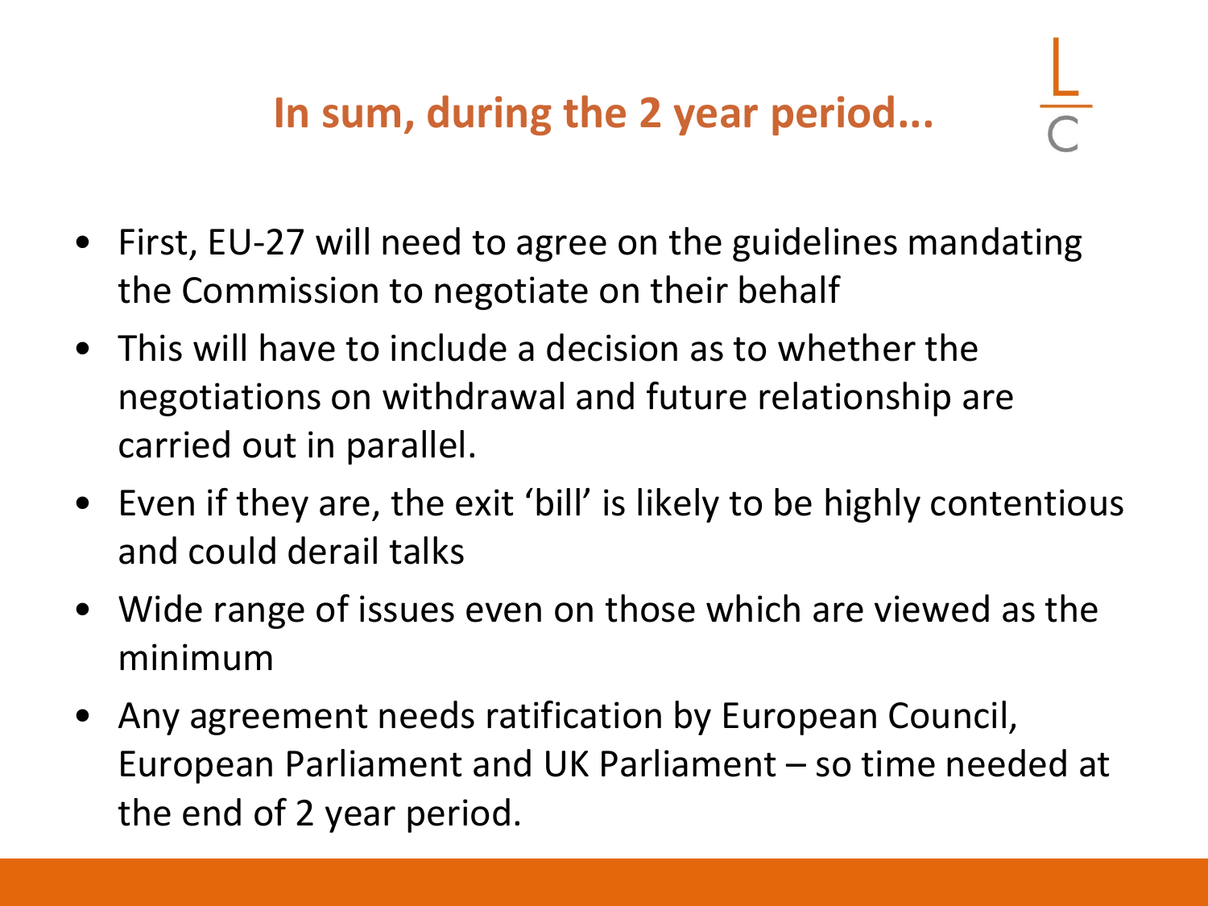# In sum, during the 2 year period...

- First, EU-27 will need to agree on the guidelines mandating the Commission to negotiate on their behalf
- This will have to include a decision as to whether the negotiations on withdrawal and future relationship are carried out in parallel.
- Even if they are, the exit 'bill' is likely to be highly contentious and could derail talks
- Wide range of issues even on those which are viewed as the minimum
- Any agreement needs ratification by European Council, European Parliament and UK Parliament – so time needed at the end of 2 year period.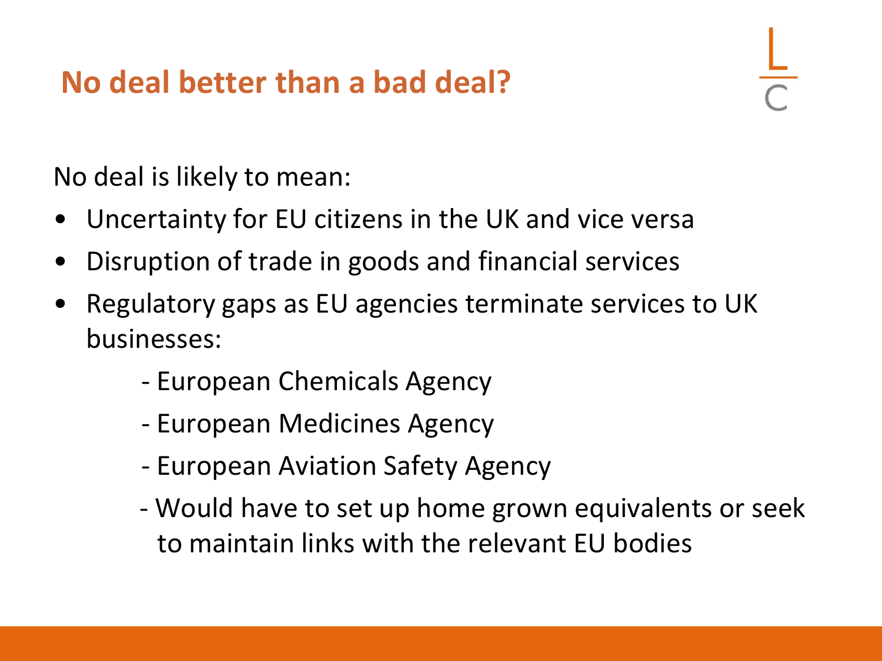## No deal better than a bad deal?

No deal is likely to mean:

- Uncertainty for EU citizens in the UK and vice versa
- Disruption of trade in goods and financial services
- Regulatory gaps as EU agencies terminate services to UK businesses:
  - European Chemicals Agency
  - European Medicines Agency
  - European Aviation Safety Agency
  - Would have to set up home grown equivalents or seek to maintain links with the relevant EU bodies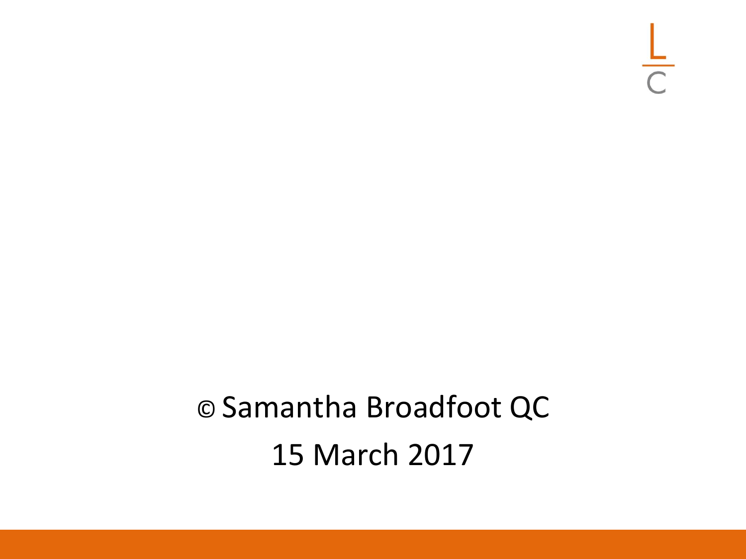© Samantha Broadfoot QC

15 March 2017